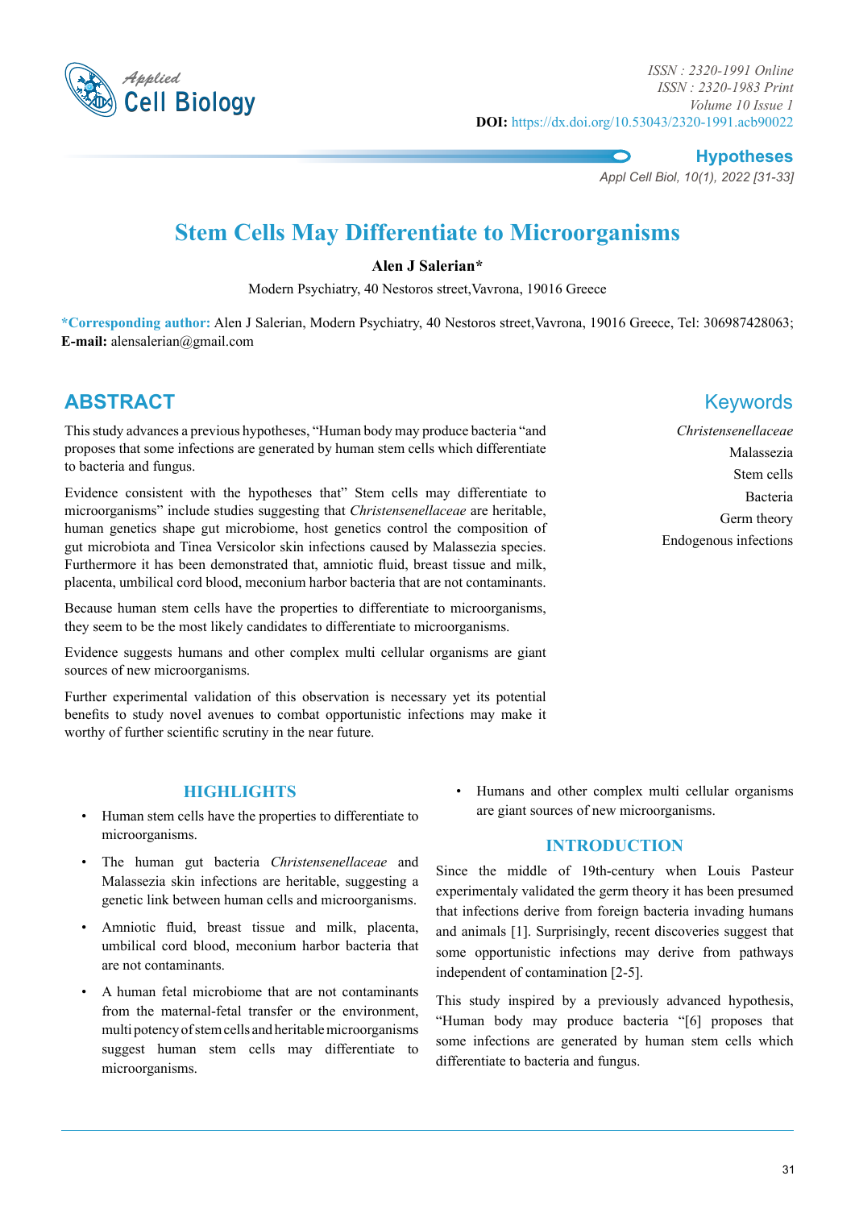# Stem Cells May Differentiate to Microorganisms

**Alen J Salerian***

Modern Psychiatry, 40 Nestoros street,Vavrona, 19016 Greece

***Corresponding author:** Alen J Salerian, Modern Psychiatry, 40 Nestoros street,Vavrona, 19016 Greece, Tel: 306987428063; **E-mail:** alensalerian@gmail.com

## ABSTRACT

This study advances a previous hypotheses, "Human body may produce bacteria "and proposes that some infections are generated by human stem cells which differentiate to bacteria and fungus.

Evidence consistent with the hypotheses that" Stem cells may differentiate to microorganisms" include studies suggesting that *Christensenellaceae* are heritable, human genetics shape gut microbiome, host genetics control the composition of gut microbiota and Tinea Versicolor skin infections caused by Malassezia species. Furthermore it has been demonstrated that, amniotic fluid, breast tissue and milk, placenta, umbilical cord blood, meconium harbor bacteria that are not contaminants.

Because human stem cells have the properties to differentiate to microorganisms, they seem to be the most likely candidates to differentiate to microorganisms.

Evidence suggests humans and other complex multi cellular organisms are giant sources of new microorganisms.

Further experimental validation of this observation is necessary yet its potential benefits to study novel avenues to combat opportunistic infections may make it worthy of further scientific scrutiny in the near future.

## Keywords

*Christensenellaceae*

Malassezia

Stem cells

Bacteria

Germ theory

Endogenous infections

## HIGHLIGHTS

- Human stem cells have the properties to differentiate to microorganisms.
- The human gut bacteria *Christensenellaceae* and Malassezia skin infections are heritable, suggesting a genetic link between human cells and microorganisms.
- Amniotic fluid, breast tissue and milk, placenta, umbilical cord blood, meconium harbor bacteria that are not contaminants.
- A human fetal microbiome that are not contaminants from the maternal-fetal transfer or the environment, multi potency of stem cells and heritable microorganisms suggest human stem cells may differentiate to microorganisms.
- Humans and other complex multi cellular organisms are giant sources of new microorganisms.

## INTRODUCTION

Since the middle of 19th-century when Louis Pasteur experimentaly validated the germ theory it has been presumed that infections derive from foreign bacteria invading humans and animals [1]. Surprisingly, recent discoveries suggest that some opportunistic infections may derive from pathways independent of contamination [2-5].

This study inspired by a previously advanced hypothesis, "Human body may produce bacteria "[6] proposes that some infections are generated by human stem cells which differentiate to bacteria and fungus.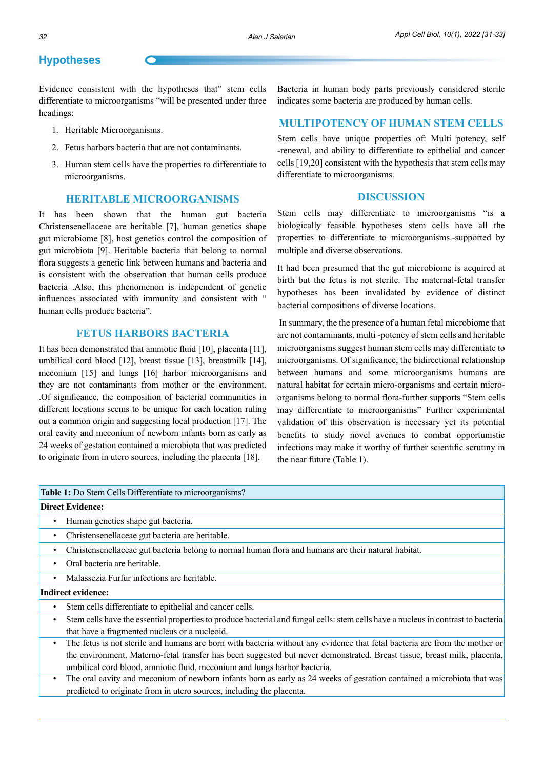## Hypotheses

Evidence consistent with the hypotheses that" stem cells differentiate to microorganisms "will be presented under three headings:

1. Heritable Microorganisms.
2. Fetus harbors bacteria that are not contaminants.
3. Human stem cells have the properties to differentiate to microorganisms.

### HERITABLE MICROORGANISMS

It has been shown that the human gut bacteria Christensenellaceae are heritable [7], human genetics shape gut microbiome [8], host genetics control the composition of gut microbiota [9]. Heritable bacteria that belong to normal flora suggests a genetic link between humans and bacteria and is consistent with the observation that human cells produce bacteria .Also, this phenomenon is independent of genetic influences associated with immunity and consistent with " human cells produce bacteria".

### FETUS HARBORS BACTERIA

It has been demonstrated that amniotic fluid [10], placenta [11], umbilical cord blood [12], breast tissue [13], breastmilk [14], meconium [15] and lungs [16] harbor microorganisms and they are not contaminants from mother or the environment. .Of significance, the composition of bacterial communities in different locations seems to be unique for each location ruling out a common origin and suggesting local production [17]. The oral cavity and meconium of newborn infants born as early as 24 weeks of gestation contained a microbiota that was predicted to originate from in utero sources, including the placenta [18]. Bacteria in human body parts previously considered sterile indicates some bacteria are produced by human cells.

### MULTIPOTENCY OF HUMAN STEM CELLS

Stem cells have unique properties of: Multi potency, self -renewal, and ability to differentiate to epithelial and cancer cells [19,20] consistent with the hypothesis that stem cells may differentiate to microorganisms.

### DISCUSSION

Stem cells may differentiate to microorganisms "is a biologically feasible hypotheses stem cells have all the properties to differentiate to microorganisms.-supported by multiple and diverse observations.

It had been presumed that the gut microbiome is acquired at birth but the fetus is not sterile. The maternal-fetal transfer hypotheses has been invalidated by evidence of distinct bacterial compositions of diverse locations.

In summary, the the presence of a human fetal microbiome that are not contaminants, multi -potency of stem cells and heritable microorganisms suggest human stem cells may differentiate to microorganisms. Of significance, the bidirectional relationship between humans and some microorganisms humans are natural habitat for certain micro-organisms and certain micro-organisms belong to normal flora-further supports "Stem cells may differentiate to microorganisms" Further experimental validation of this observation is necessary yet its potential benefits to study novel avenues to combat opportunistic infections may make it worthy of further scientific scrutiny in the near future (Table 1).

| **Table 1:** Do Stem Cells Differentiate to microorganisms? |
|---|
| **Direct Evidence:** |
| • Human genetics shape gut bacteria. |
| • Christensenellaceae gut bacteria are heritable. |
| • Christensenellaceae gut bacteria belong to normal human flora and humans are their natural habitat. |
| • Oral bacteria are heritable. |
| • Malassezia Furfur infections are heritable. |
| **Indirect evidence:** |
| • Stem cells differentiate to epithelial and cancer cells. |
| • Stem cells have the essential properties to produce bacterial and fungal cells: stem cells have a nucleus in contrast to bacteria that have a fragmented nucleus or a nucleoid. |
| • The fetus is not sterile and humans are born with bacteria without any evidence that fetal bacteria are from the mother or the environment. Materno-fetal transfer has been suggested but never demonstrated. Breast tissue, breast milk, placenta, umbilical cord blood, amniotic fluid, meconium and lungs harbor bacteria. |
| • The oral cavity and meconium of newborn infants born as early as 24 weeks of gestation contained a microbiota that was predicted to originate from in utero sources, including the placenta. |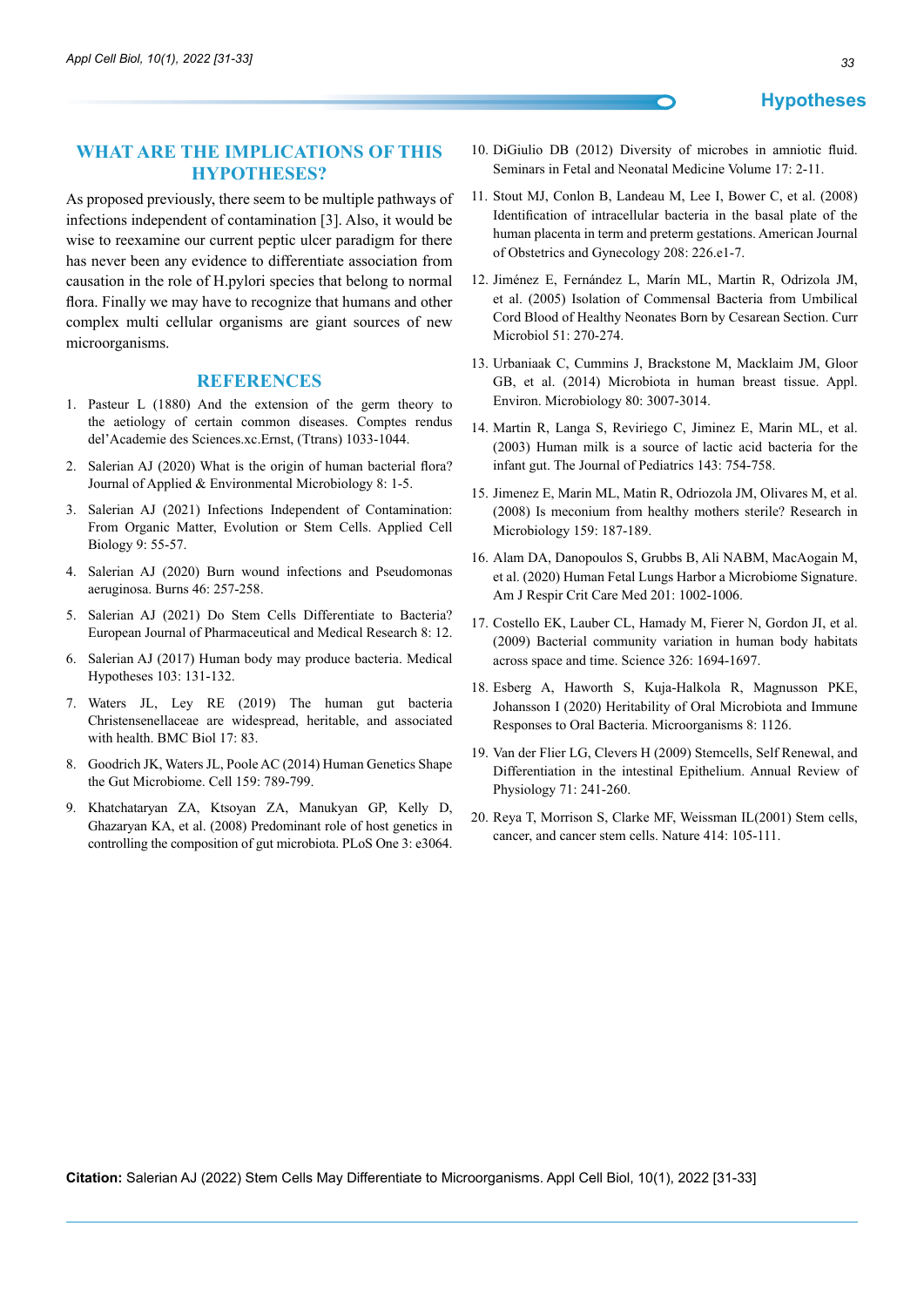## WHAT ARE THE IMPLICATIONS OF THIS HYPOTHESES?

As proposed previously, there seem to be multiple pathways of infections independent of contamination [3]. Also, it would be wise to reexamine our current peptic ulcer paradigm for there has never been any evidence to differentiate association from causation in the role of H.pylori species that belong to normal flora. Finally we may have to recognize that humans and other complex multi cellular organisms are giant sources of new microorganisms.

## REFERENCES

1. Pasteur L (1880) And the extension of the germ theory to the aetiology of certain common diseases. Comptes rendus del'Academie des Sciences.xc.Ernst, (Ttrans) 1033-1044.
2. Salerian AJ (2020) What is the origin of human bacterial flora? Journal of Applied & Environmental Microbiology 8: 1-5.
3. Salerian AJ (2021) Infections Independent of Contamination: From Organic Matter, Evolution or Stem Cells. Applied Cell Biology 9: 55-57.
4. Salerian AJ (2020) Burn wound infections and Pseudomonas aeruginosa. Burns 46: 257-258.
5. Salerian AJ (2021) Do Stem Cells Differentiate to Bacteria? European Journal of Pharmaceutical and Medical Research 8: 12.
6. Salerian AJ (2017) Human body may produce bacteria. Medical Hypotheses 103: 131-132.
7. Waters JL, Ley RE (2019) The human gut bacteria Christensenellaceae are widespread, heritable, and associated with health. BMC Biol 17: 83.
8. Goodrich JK, Waters JL, Poole AC (2014) Human Genetics Shape the Gut Microbiome. Cell 159: 789-799.
9. Khatchataryan ZA, Ktsoyan ZA, Manukyan GP, Kelly D, Ghazaryan KA, et al. (2008) Predominant role of host genetics in controlling the composition of gut microbiota. PLoS One 3: e3064.
10. DiGiulio DB (2012) Diversity of microbes in amniotic fluid. Seminars in Fetal and Neonatal Medicine Volume 17: 2-11.
11. Stout MJ, Conlon B, Landeau M, Lee I, Bower C, et al. (2008) Identification of intracellular bacteria in the basal plate of the human placenta in term and preterm gestations. American Journal of Obstetrics and Gynecology 208: 226.e1-7.
12. Jiménez E, Fernández L, Marín ML, Martin R, Odrizola JM, et al. (2005) Isolation of Commensal Bacteria from Umbilical Cord Blood of Healthy Neonates Born by Cesarean Section. Curr Microbiol 51: 270-274.
13. Urbaniaak C, Cummins J, Brackstone M, Macklaim JM, Gloor GB, et al. (2014) Microbiota in human breast tissue. Appl. Environ. Microbiology 80: 3007-3014.
14. Martin R, Langa S, Reviriego C, Jiminez E, Marin ML, et al. (2003) Human milk is a source of lactic acid bacteria for the infant gut. The Journal of Pediatrics 143: 754-758.
15. Jimenez E, Marin ML, Matin R, Odriozola JM, Olivares M, et al. (2008) Is meconium from healthy mothers sterile? Research in Microbiology 159: 187-189.
16. Alam DA, Danopoulos S, Grubbs B, Ali NABM, MacAogain M, et al. (2020) Human Fetal Lungs Harbor a Microbiome Signature. Am J Respir Crit Care Med 201: 1002-1006.
17. Costello EK, Lauber CL, Hamady M, Fierer N, Gordon JI, et al. (2009) Bacterial community variation in human body habitats across space and time. Science 326: 1694-1697.
18. Esberg A, Haworth S, Kuja-Halkola R, Magnusson PKE, Johansson I (2020) Heritability of Oral Microbiota and Immune Responses to Oral Bacteria. Microorganisms 8: 1126.
19. Van der Flier LG, Clevers H (2009) Stemcells, Self Renewal, and Differentiation in the intestinal Epithelium. Annual Review of Physiology 71: 241-260.
20. Reya T, Morrison S, Clarke MF, Weissman IL(2001) Stem cells, cancer, and cancer stem cells. Nature 414: 105-111.

**Citation:** Salerian AJ (2022) Stem Cells May Differentiate to Microorganisms. Appl Cell Biol, 10(1), 2022 [31-33]